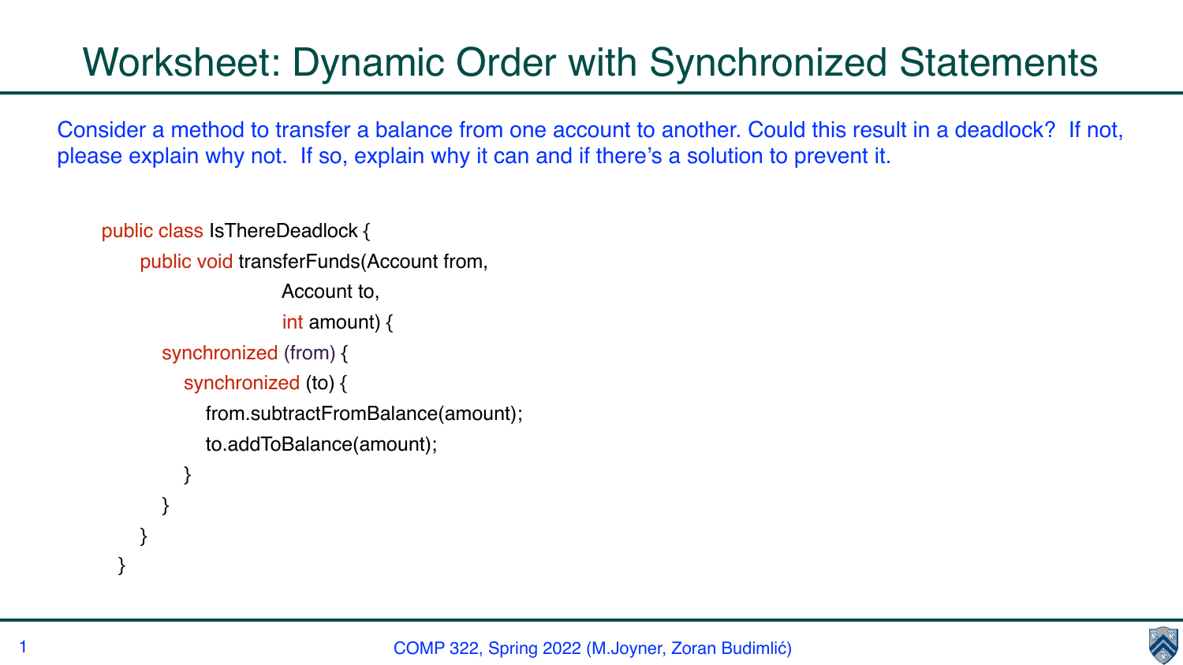# Worksheet: Dynamic Order with Synchronized Statements

Consider a method to transfer a balance from one account to another. Could this result in a deadlock? If not, please explain why not. If so, explain why it can and if there's a solution to prevent it.

```
public class IsThereDeadlock {
    public void transferFunds(Account from,
                              Account to,
                              int amount) {
        synchronized (from) {
            synchronized (to) {
                from.subtractFromBalance(amount);
                to.addToBalance(amount);
            }
        }
    }
}
```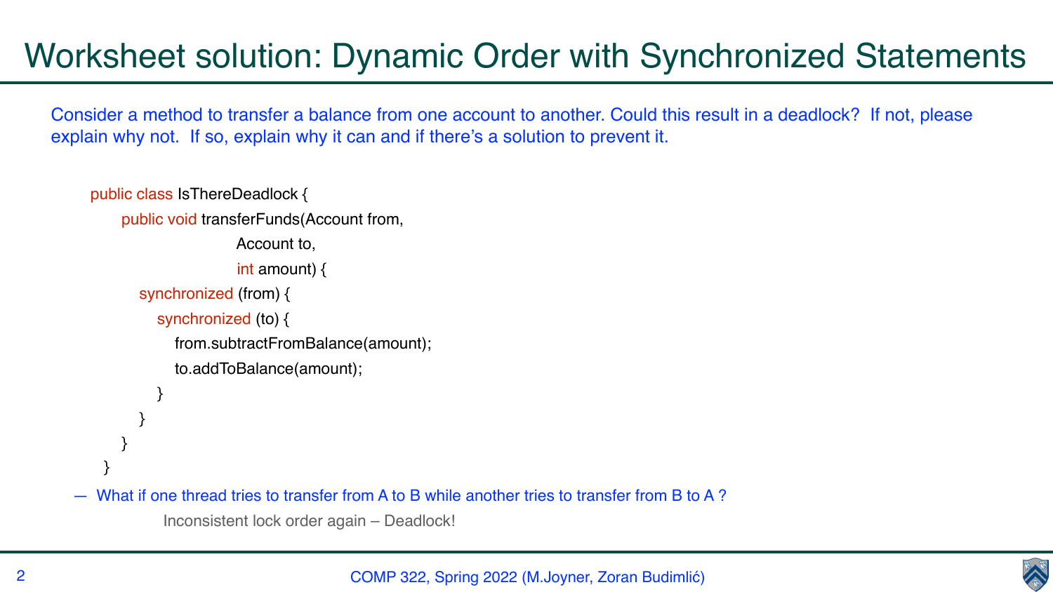# Worksheet solution: Dynamic Order with Synchronized Statements

Consider a method to transfer a balance from one account to another. Could this result in a deadlock? If not, please explain why not. If so, explain why it can and if there's a solution to prevent it.

```
public class IsThereDeadlock {
    public void transferFunds(Account from,
                              Account to,
                              int amount) {
        synchronized (from) {
            synchronized (to) {
                from.subtractFromBalance(amount);
                to.addToBalance(amount);
            }
        }
    }
}
```

- What if one thread tries to transfer from A to B while another tries to transfer from B to A ?

  Inconsistent lock order again – Deadlock!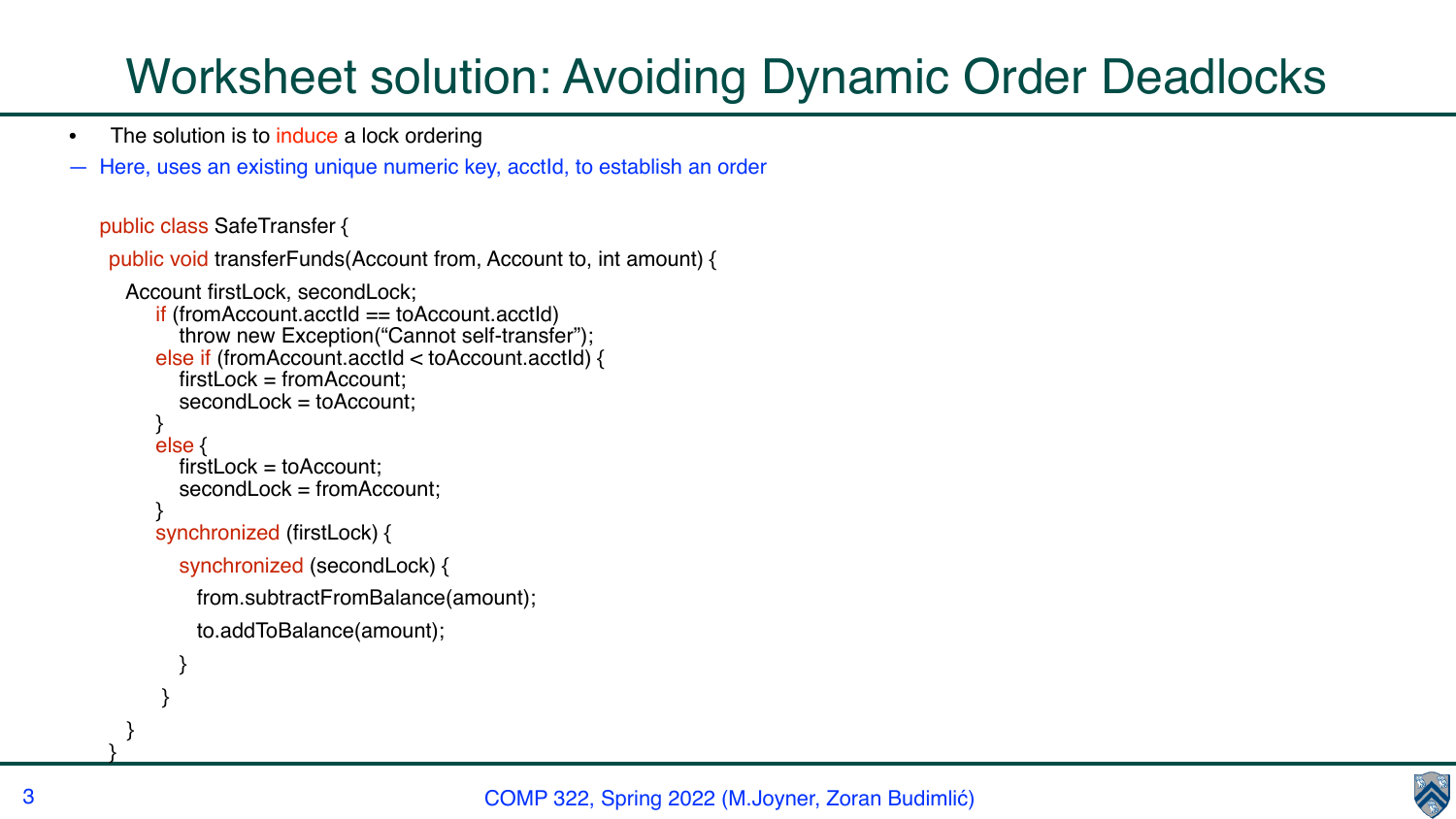# Worksheet solution: Avoiding Dynamic Order Deadlocks

- The solution is to induce a lock ordering
  - Here, uses an existing unique numeric key, acctId, to establish an order

```
public class SafeTransfer {
 public void transferFunds(Account from, Account to, int amount) {
   Account firstLock, secondLock;
      if (fromAccount.acctId == toAccount.acctId)
         throw new Exception("Cannot self-transfer");
      else if (fromAccount.acctId < toAccount.acctId) {
         firstLock = fromAccount;
         secondLock = toAccount;
      }
      else {
         firstLock = toAccount;
         secondLock = fromAccount;
      }
      synchronized (firstLock) {
         synchronized (secondLock) {
           from.subtractFromBalance(amount);
           to.addToBalance(amount);
         }
       }
   }
}
```

COMP 322, Spring 2022 (M.Joyner, Zoran Budimlić)